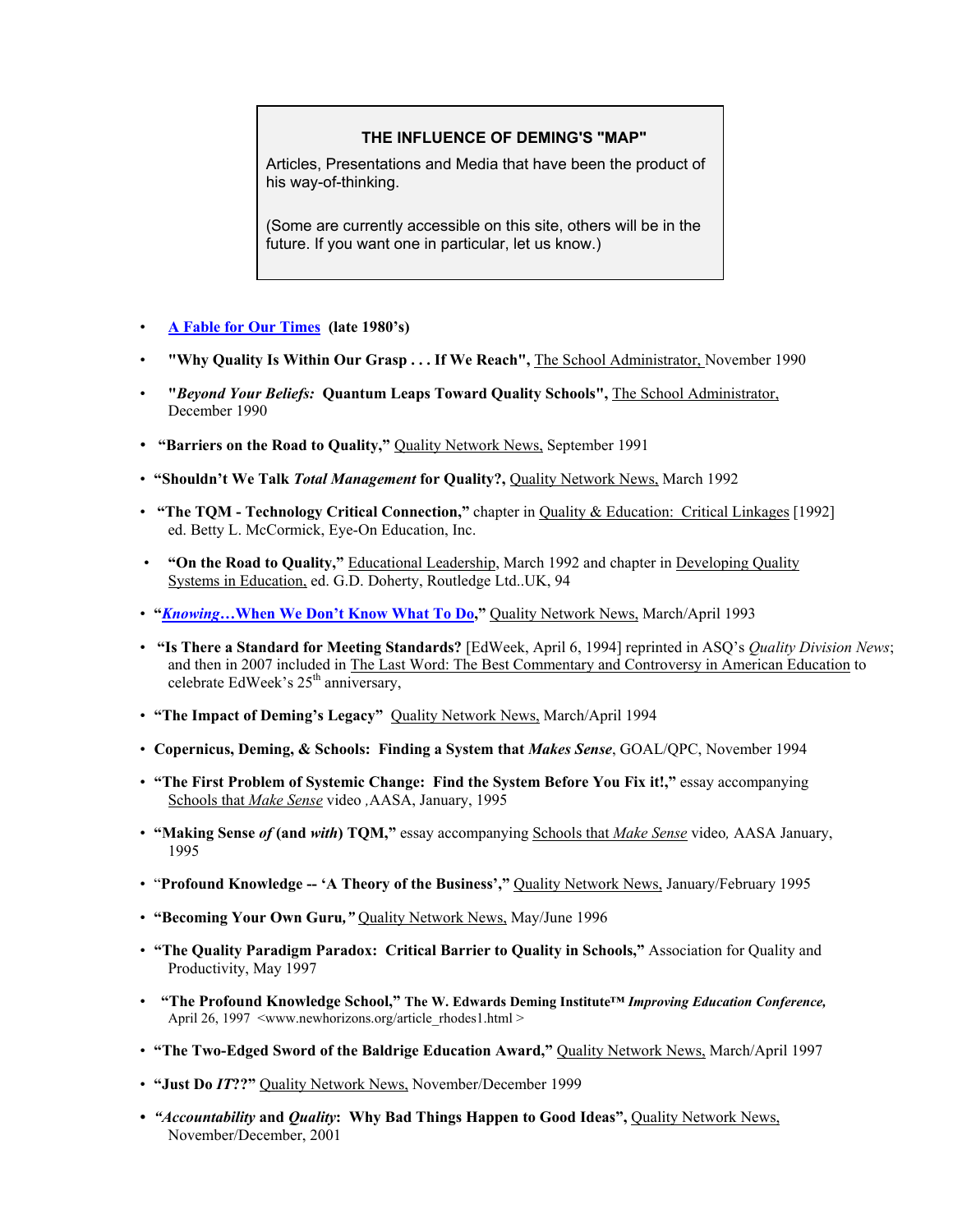### THE INFLUENCE OF DEMING'S "MAP"

Articles, Presentations and Media that have been the product of his way-of-thinking.

(Some are currently accessible on this site, others will be in the future. If you want one in particular, let us know.)

- **A Fable for Our Times** **(late 1980's)**
- **"Why Quality Is Within Our Grasp . . . If We Reach",** The School Administrator, November 1990
- **"*Beyond Your Beliefs:* Quantum Leaps Toward Quality Schools",** The School Administrator, December 1990
- **"Barriers on the Road to Quality,"** Quality Network News, September 1991
- **"Shouldn't We Talk *Total Management* for Quality?,** Quality Network News, March 1992
- **"The TQM - Technology Critical Connection,"** chapter in Quality & Education: Critical Linkages [1992] ed. Betty L. McCormick, Eye-On Education, Inc.
- **"On the Road to Quality,"** Educational Leadership, March 1992 and chapter in Developing Quality Systems in Education, ed. G.D. Doherty, Routledge Ltd..UK, 94
- **"*Knowing*…When We Don't Know What To Do,"** Quality Network News, March/April 1993
- **"Is There a Standard for Meeting Standards?** [EdWeek, April 6, 1994] reprinted in ASQ's *Quality Division News*; and then in 2007 included in The Last Word: The Best Commentary and Controversy in American Education to celebrate EdWeek's 25th anniversary,
- **"The Impact of Deming's Legacy"** Quality Network News, March/April 1994
- **Copernicus, Deming, & Schools: Finding a System that *Makes Sense***, GOAL/QPC, November 1994
- **"The First Problem of Systemic Change: Find the System Before You Fix it!,"** essay accompanying Schools that *Make Sense* video ,AASA, January, 1995
- **"Making Sense *of* (and *with*) TQM,"** essay accompanying Schools that *Make Sense* video*,* AASA January, 1995
- "**Profound Knowledge -- 'A Theory of the Business',"** Quality Network News, January/February 1995
- **"Becoming Your Own Guru,*"*** Quality Network News, May/June 1996
- **"The Quality Paradigm Paradox: Critical Barrier to Quality in Schools,"** Association for Quality and Productivity, May 1997
- **"The Profound Knowledge School," The W. Edwards Deming Institute™ *Improving Education Conference,*** April 26, 1997 <www.newhorizons.org/article_rhodes1.html >
- **"The Two-Edged Sword of the Baldrige Education Award,"** Quality Network News, March/April 1997
- **"Just Do *IT*??"** Quality Network News, November/December 1999
- ***"Accountability* and *Quality*: Why Bad Things Happen to Good Ideas",** Quality Network News, November/December, 2001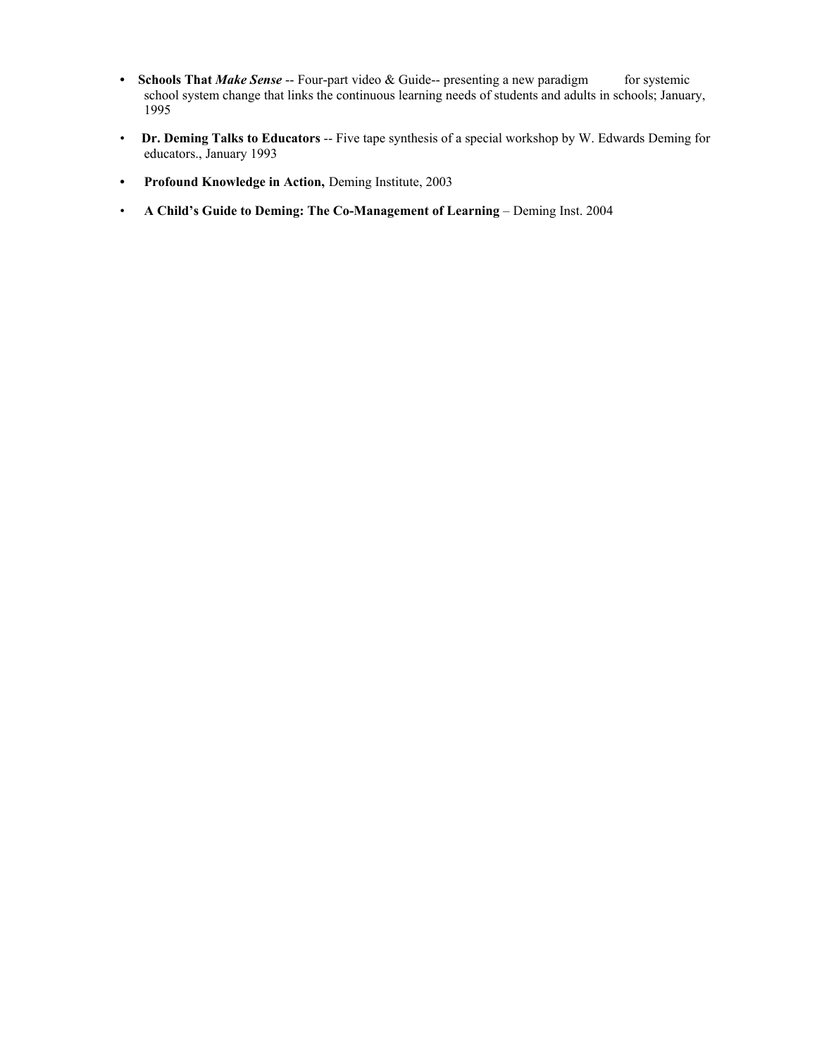- **Schools That *Make Sense*** -- Four-part video & Guide-- presenting a new paradigm for systemic school system change that links the continuous learning needs of students and adults in schools; January, 1995
- **Dr. Deming Talks to Educators** -- Five tape synthesis of a special workshop by W. Edwards Deming for educators., January 1993
- **Profound Knowledge in Action,** Deming Institute, 2003
- **A Child's Guide to Deming: The Co-Management of Learning** – Deming Inst. 2004